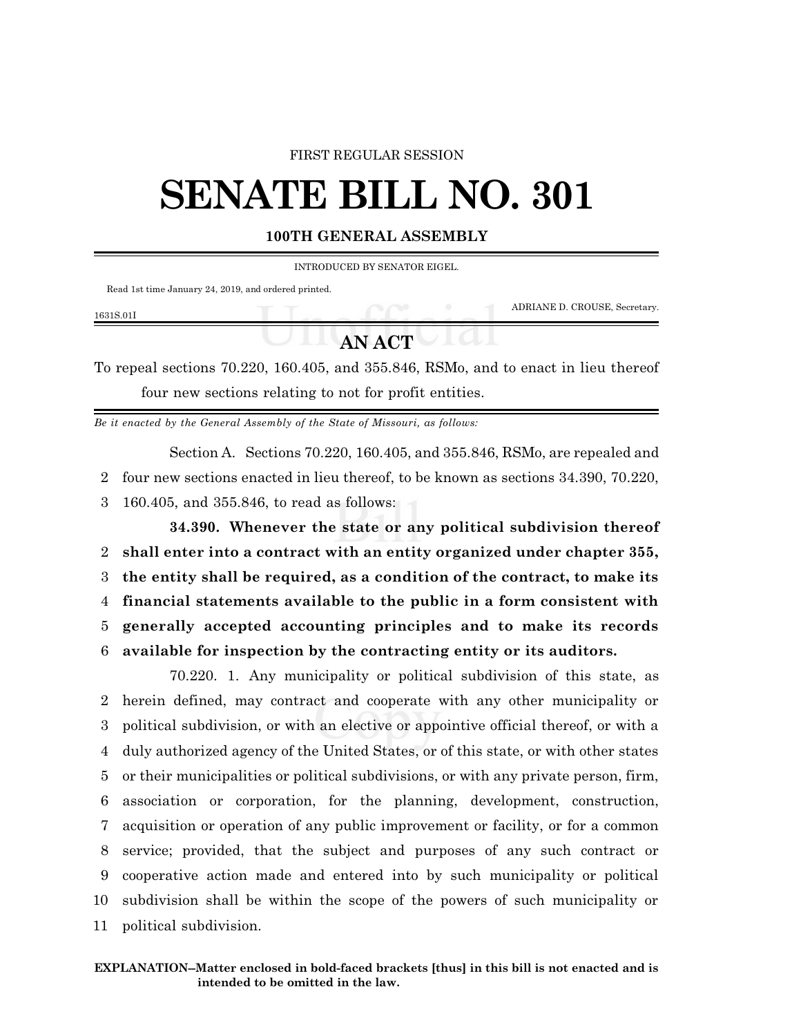FIRST REGULAR SESSION

# SENATE BILL NO. 301

**100TH GENERAL ASSEMBLY**

INTRODUCED BY SENATOR EIGEL.

Read 1st time January 24, 2019, and ordered printed.

ADRIANE D. CROUSE, Secretary.

1631S.01I

## AN ACT

To repeal sections 70.220, 160.405, and 355.846, RSMo, and to enact in lieu thereof four new sections relating to not for profit entities.

*Be it enacted by the General Assembly of the State of Missouri, as follows:*

Section A. Sections 70.220, 160.405, and 355.846, RSMo, are repealed and four new sections enacted in lieu thereof, to be known as sections 34.390, 70.220, 160.405, and 355.846, to read as follows:

**34.390. Whenever the state or any political subdivision thereof shall enter into a contract with an entity organized under chapter 355, the entity shall be required, as a condition of the contract, to make its financial statements available to the public in a form consistent with generally accepted accounting principles and to make its records available for inspection by the contracting entity or its auditors.**

70.220. 1. Any municipality or political subdivision of this state, as herein defined, may contract and cooperate with any other municipality or political subdivision, or with an elective or appointive official thereof, or with a duly authorized agency of the United States, or of this state, or with other states or their municipalities or political subdivisions, or with any private person, firm, association or corporation, for the planning, development, construction, acquisition or operation of any public improvement or facility, or for a common service; provided, that the subject and purposes of any such contract or cooperative action made and entered into by such municipality or political subdivision shall be within the scope of the powers of such municipality or political subdivision.

**EXPLANATION–Matter enclosed in bold-faced brackets [thus] in this bill is not enacted and is intended to be omitted in the law.**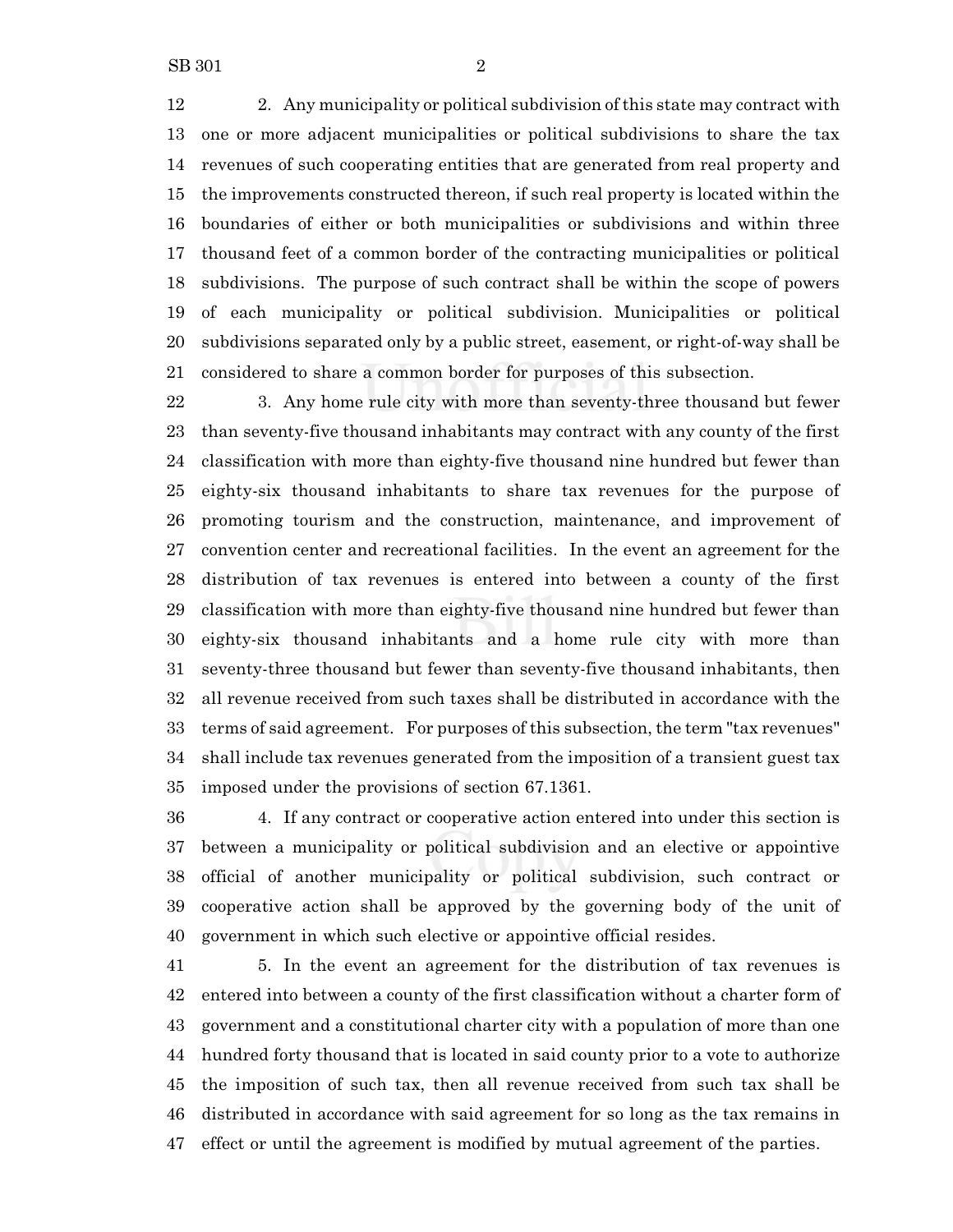2. Any municipality or political subdivision of this state may contract with one or more adjacent municipalities or political subdivisions to share the tax revenues of such cooperating entities that are generated from real property and the improvements constructed thereon, if such real property is located within the boundaries of either or both municipalities or subdivisions and within three thousand feet of a common border of the contracting municipalities or political subdivisions. The purpose of such contract shall be within the scope of powers of each municipality or political subdivision. Municipalities or political subdivisions separated only by a public street, easement, or right-of-way shall be considered to share a common border for purposes of this subsection.

3. Any home rule city with more than seventy-three thousand but fewer than seventy-five thousand inhabitants may contract with any county of the first classification with more than eighty-five thousand nine hundred but fewer than eighty-six thousand inhabitants to share tax revenues for the purpose of promoting tourism and the construction, maintenance, and improvement of convention center and recreational facilities. In the event an agreement for the distribution of tax revenues is entered into between a county of the first classification with more than eighty-five thousand nine hundred but fewer than eighty-six thousand inhabitants and a home rule city with more than seventy-three thousand but fewer than seventy-five thousand inhabitants, then all revenue received from such taxes shall be distributed in accordance with the terms of said agreement. For purposes of this subsection, the term "tax revenues" shall include tax revenues generated from the imposition of a transient guest tax imposed under the provisions of section 67.1361.

4. If any contract or cooperative action entered into under this section is between a municipality or political subdivision and an elective or appointive official of another municipality or political subdivision, such contract or cooperative action shall be approved by the governing body of the unit of government in which such elective or appointive official resides.

5. In the event an agreement for the distribution of tax revenues is entered into between a county of the first classification without a charter form of government and a constitutional charter city with a population of more than one hundred forty thousand that is located in said county prior to a vote to authorize the imposition of such tax, then all revenue received from such tax shall be distributed in accordance with said agreement for so long as the tax remains in effect or until the agreement is modified by mutual agreement of the parties.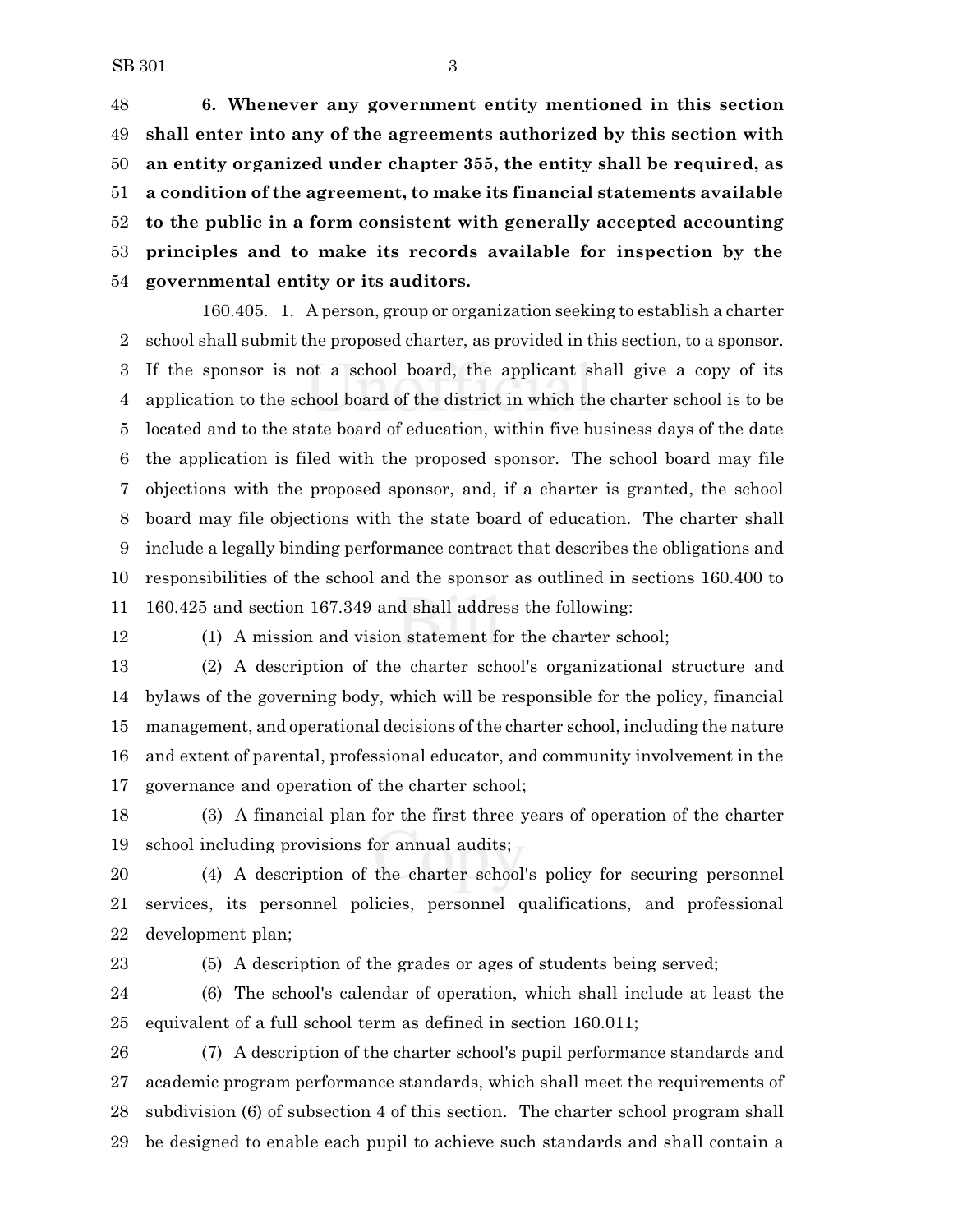**6. Whenever any government entity mentioned in this section shall enter into any of the agreements authorized by this section with an entity organized under chapter 355, the entity shall be required, as a condition of the agreement, to make its financial statements available to the public in a form consistent with generally accepted accounting principles and to make its records available for inspection by the governmental entity or its auditors.**

160.405. 1. A person, group or organization seeking to establish a charter school shall submit the proposed charter, as provided in this section, to a sponsor. If the sponsor is not a school board, the applicant shall give a copy of its application to the school board of the district in which the charter school is to be located and to the state board of education, within five business days of the date the application is filed with the proposed sponsor. The school board may file objections with the proposed sponsor, and, if a charter is granted, the school board may file objections with the state board of education. The charter shall include a legally binding performance contract that describes the obligations and responsibilities of the school and the sponsor as outlined in sections 160.400 to 160.425 and section 167.349 and shall address the following:

(1) A mission and vision statement for the charter school;

(2) A description of the charter school's organizational structure and bylaws of the governing body, which will be responsible for the policy, financial management, and operational decisions of the charter school, including the nature and extent of parental, professional educator, and community involvement in the governance and operation of the charter school;

(3) A financial plan for the first three years of operation of the charter school including provisions for annual audits;

(4) A description of the charter school's policy for securing personnel services, its personnel policies, personnel qualifications, and professional development plan;

(5) A description of the grades or ages of students being served;

(6) The school's calendar of operation, which shall include at least the equivalent of a full school term as defined in section 160.011;

(7) A description of the charter school's pupil performance standards and academic program performance standards, which shall meet the requirements of subdivision (6) of subsection 4 of this section. The charter school program shall be designed to enable each pupil to achieve such standards and shall contain a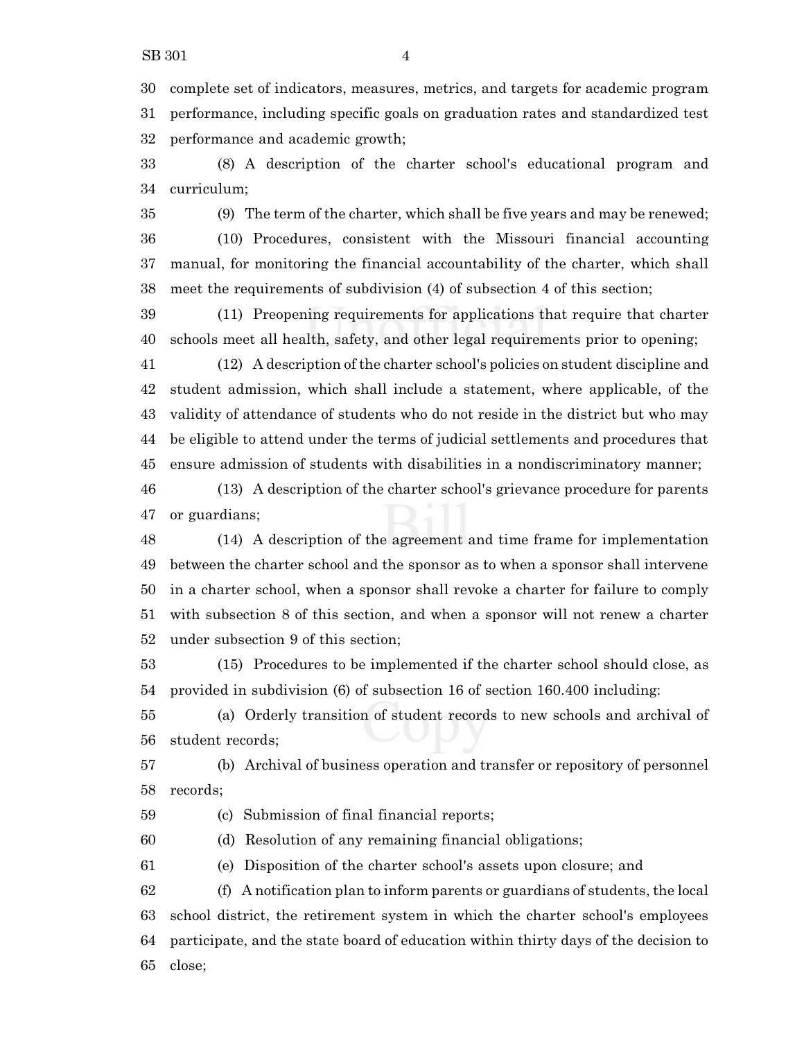complete set of indicators, measures, metrics, and targets for academic program performance, including specific goals on graduation rates and standardized test performance and academic growth;

(8) A description of the charter school's educational program and curriculum;

(9) The term of the charter, which shall be five years and may be renewed;

(10) Procedures, consistent with the Missouri financial accounting manual, for monitoring the financial accountability of the charter, which shall meet the requirements of subdivision (4) of subsection 4 of this section;

(11) Preopening requirements for applications that require that charter schools meet all health, safety, and other legal requirements prior to opening;

(12) A description of the charter school's policies on student discipline and student admission, which shall include a statement, where applicable, of the validity of attendance of students who do not reside in the district but who may be eligible to attend under the terms of judicial settlements and procedures that ensure admission of students with disabilities in a nondiscriminatory manner;

(13) A description of the charter school's grievance procedure for parents or guardians;

(14) A description of the agreement and time frame for implementation between the charter school and the sponsor as to when a sponsor shall intervene in a charter school, when a sponsor shall revoke a charter for failure to comply with subsection 8 of this section, and when a sponsor will not renew a charter under subsection 9 of this section;

(15) Procedures to be implemented if the charter school should close, as provided in subdivision (6) of subsection 16 of section 160.400 including:

(a) Orderly transition of student records to new schools and archival of student records;

(b) Archival of business operation and transfer or repository of personnel records;

(c) Submission of final financial reports;

(d) Resolution of any remaining financial obligations;

(e) Disposition of the charter school's assets upon closure; and

(f) A notification plan to inform parents or guardians of students, the local school district, the retirement system in which the charter school's employees participate, and the state board of education within thirty days of the decision to close;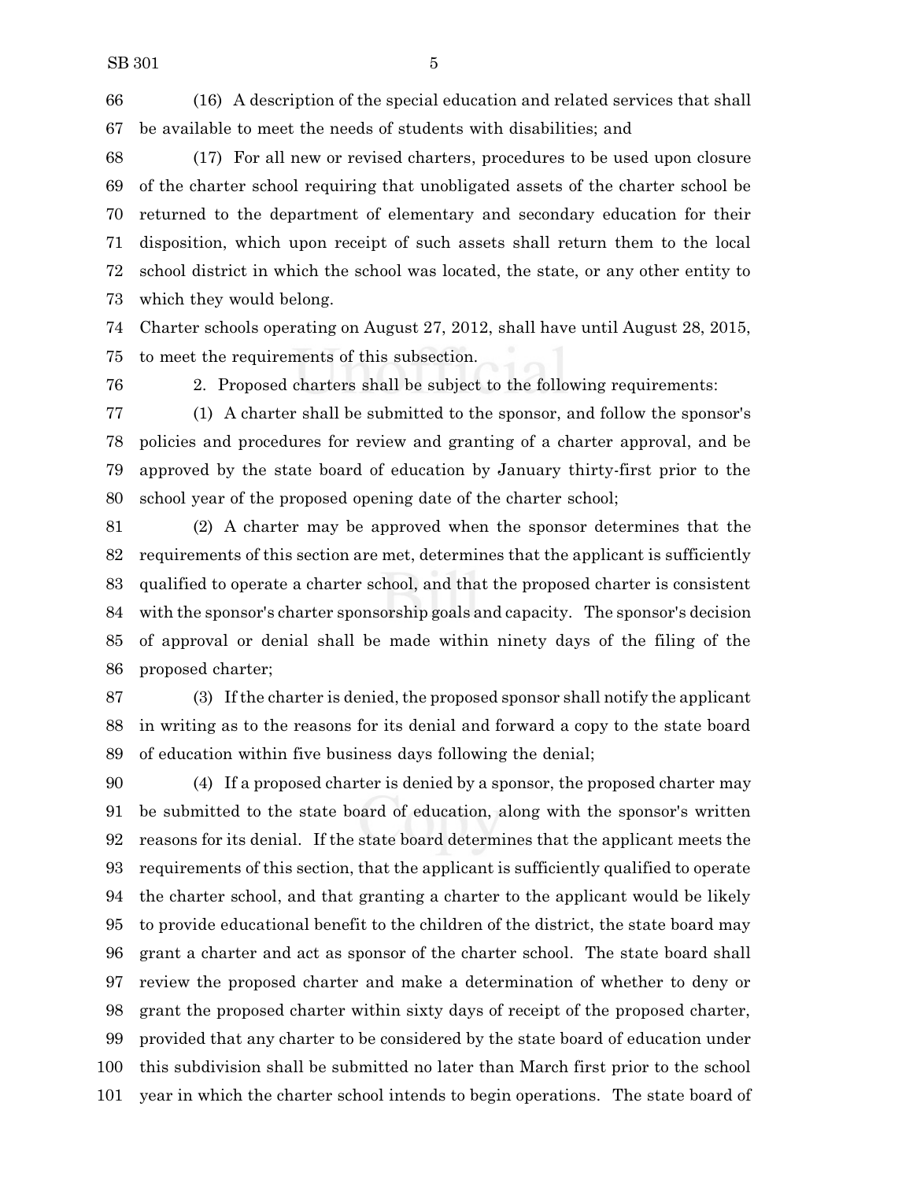(16) A description of the special education and related services that shall be available to meet the needs of students with disabilities; and

(17) For all new or revised charters, procedures to be used upon closure of the charter school requiring that unobligated assets of the charter school be returned to the department of elementary and secondary education for their disposition, which upon receipt of such assets shall return them to the local school district in which the school was located, the state, or any other entity to which they would belong.

Charter schools operating on August 27, 2012, shall have until August 28, 2015, to meet the requirements of this subsection.

2. Proposed charters shall be subject to the following requirements:

(1) A charter shall be submitted to the sponsor, and follow the sponsor's policies and procedures for review and granting of a charter approval, and be approved by the state board of education by January thirty-first prior to the school year of the proposed opening date of the charter school;

(2) A charter may be approved when the sponsor determines that the requirements of this section are met, determines that the applicant is sufficiently qualified to operate a charter school, and that the proposed charter is consistent with the sponsor's charter sponsorship goals and capacity. The sponsor's decision of approval or denial shall be made within ninety days of the filing of the proposed charter;

(3) If the charter is denied, the proposed sponsor shall notify the applicant in writing as to the reasons for its denial and forward a copy to the state board of education within five business days following the denial;

(4) If a proposed charter is denied by a sponsor, the proposed charter may be submitted to the state board of education, along with the sponsor's written reasons for its denial. If the state board determines that the applicant meets the requirements of this section, that the applicant is sufficiently qualified to operate the charter school, and that granting a charter to the applicant would be likely to provide educational benefit to the children of the district, the state board may grant a charter and act as sponsor of the charter school. The state board shall review the proposed charter and make a determination of whether to deny or grant the proposed charter within sixty days of receipt of the proposed charter, provided that any charter to be considered by the state board of education under this subdivision shall be submitted no later than March first prior to the school year in which the charter school intends to begin operations. The state board of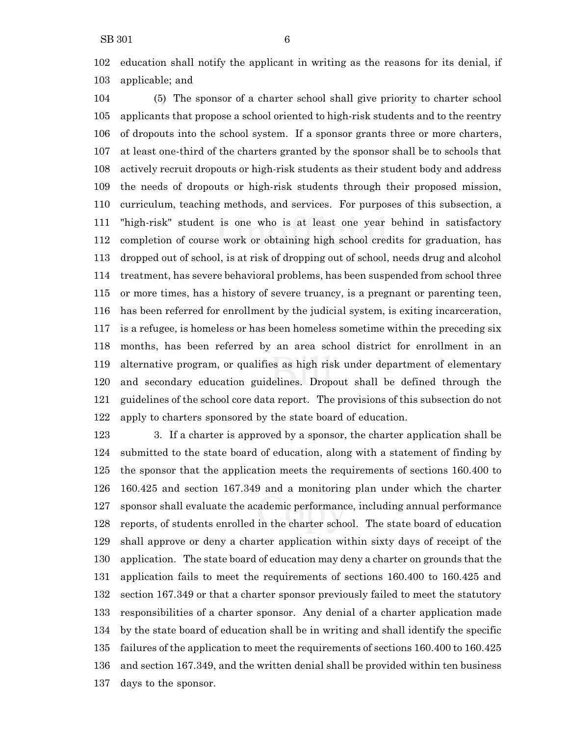education shall notify the applicant in writing as the reasons for its denial, if applicable; and

(5) The sponsor of a charter school shall give priority to charter school applicants that propose a school oriented to high-risk students and to the reentry of dropouts into the school system. If a sponsor grants three or more charters, at least one-third of the charters granted by the sponsor shall be to schools that actively recruit dropouts or high-risk students as their student body and address the needs of dropouts or high-risk students through their proposed mission, curriculum, teaching methods, and services. For purposes of this subsection, a "high-risk" student is one who is at least one year behind in satisfactory completion of course work or obtaining high school credits for graduation, has dropped out of school, is at risk of dropping out of school, needs drug and alcohol treatment, has severe behavioral problems, has been suspended from school three or more times, has a history of severe truancy, is a pregnant or parenting teen, has been referred for enrollment by the judicial system, is exiting incarceration, is a refugee, is homeless or has been homeless sometime within the preceding six months, has been referred by an area school district for enrollment in an alternative program, or qualifies as high risk under department of elementary and secondary education guidelines. Dropout shall be defined through the guidelines of the school core data report. The provisions of this subsection do not apply to charters sponsored by the state board of education.

3. If a charter is approved by a sponsor, the charter application shall be submitted to the state board of education, along with a statement of finding by the sponsor that the application meets the requirements of sections 160.400 to 160.425 and section 167.349 and a monitoring plan under which the charter sponsor shall evaluate the academic performance, including annual performance reports, of students enrolled in the charter school. The state board of education shall approve or deny a charter application within sixty days of receipt of the application. The state board of education may deny a charter on grounds that the application fails to meet the requirements of sections 160.400 to 160.425 and section 167.349 or that a charter sponsor previously failed to meet the statutory responsibilities of a charter sponsor. Any denial of a charter application made by the state board of education shall be in writing and shall identify the specific failures of the application to meet the requirements of sections 160.400 to 160.425 and section 167.349, and the written denial shall be provided within ten business days to the sponsor.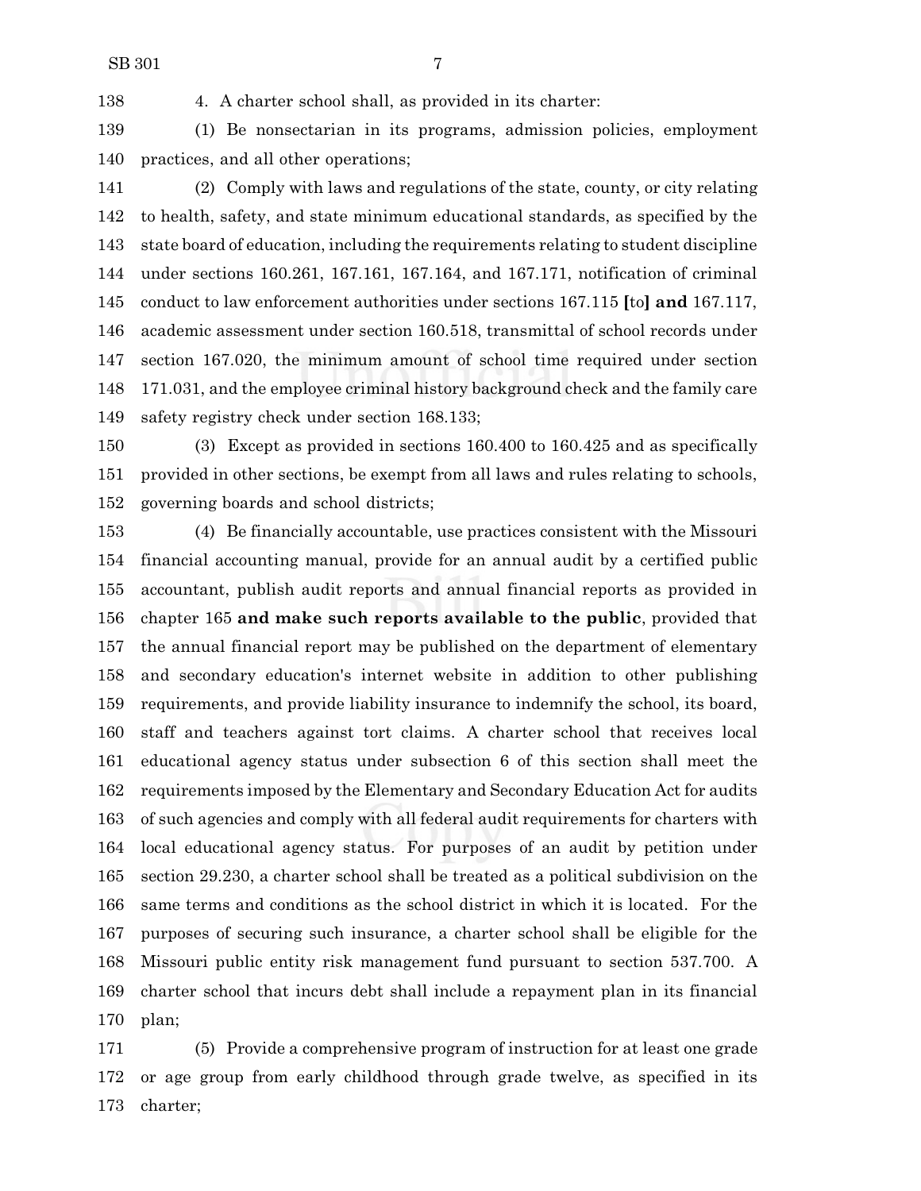4. A charter school shall, as provided in its charter:

(1) Be nonsectarian in its programs, admission policies, employment practices, and all other operations;

(2) Comply with laws and regulations of the state, county, or city relating to health, safety, and state minimum educational standards, as specified by the state board of education, including the requirements relating to student discipline under sections 160.261, 167.161, 167.164, and 167.171, notification of criminal conduct to law enforcement authorities under sections 167.115 [to] **and** 167.117, academic assessment under section 160.518, transmittal of school records under section 167.020, the minimum amount of school time required under section 171.031, and the employee criminal history background check and the family care safety registry check under section 168.133;

(3) Except as provided in sections 160.400 to 160.425 and as specifically provided in other sections, be exempt from all laws and rules relating to schools, governing boards and school districts;

(4) Be financially accountable, use practices consistent with the Missouri financial accounting manual, provide for an annual audit by a certified public accountant, publish audit reports and annual financial reports as provided in chapter 165 **and make such reports available to the public**, provided that the annual financial report may be published on the department of elementary and secondary education's internet website in addition to other publishing requirements, and provide liability insurance to indemnify the school, its board, staff and teachers against tort claims. A charter school that receives local educational agency status under subsection 6 of this section shall meet the requirements imposed by the Elementary and Secondary Education Act for audits of such agencies and comply with all federal audit requirements for charters with local educational agency status. For purposes of an audit by petition under section 29.230, a charter school shall be treated as a political subdivision on the same terms and conditions as the school district in which it is located. For the purposes of securing such insurance, a charter school shall be eligible for the Missouri public entity risk management fund pursuant to section 537.700. A charter school that incurs debt shall include a repayment plan in its financial plan;

(5) Provide a comprehensive program of instruction for at least one grade or age group from early childhood through grade twelve, as specified in its charter;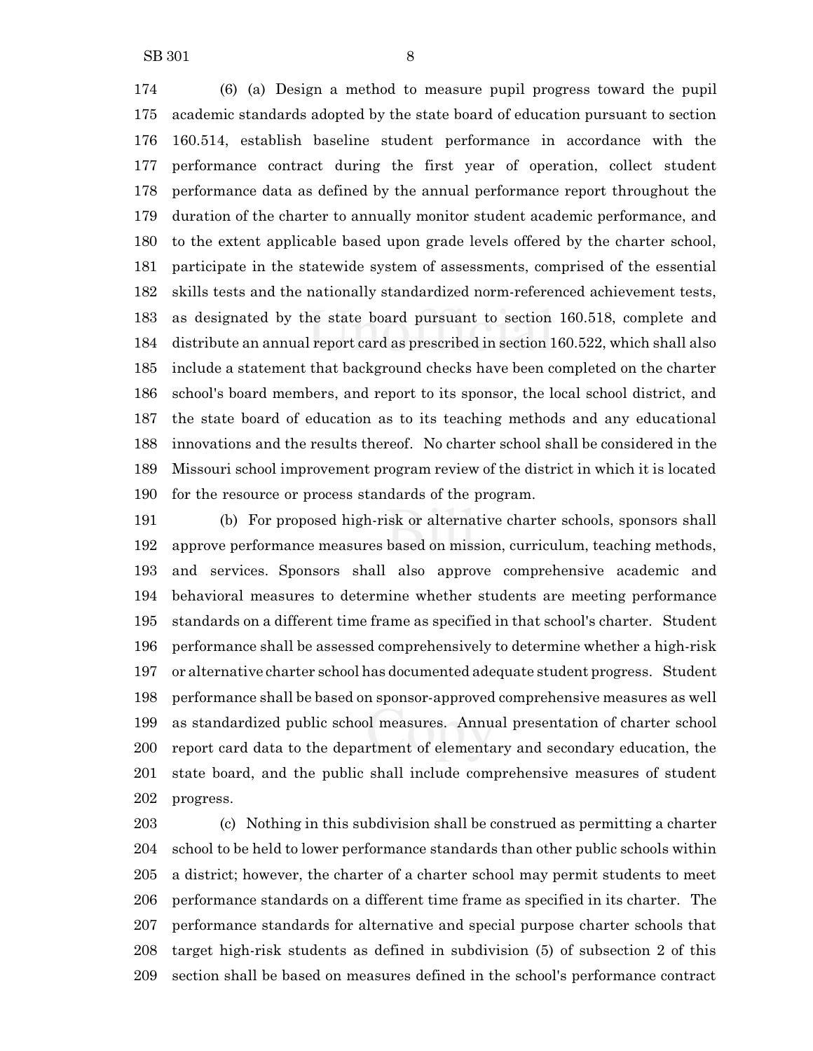(6) (a) Design a method to measure pupil progress toward the pupil academic standards adopted by the state board of education pursuant to section 160.514, establish baseline student performance in accordance with the performance contract during the first year of operation, collect student performance data as defined by the annual performance report throughout the duration of the charter to annually monitor student academic performance, and to the extent applicable based upon grade levels offered by the charter school, participate in the statewide system of assessments, comprised of the essential skills tests and the nationally standardized norm-referenced achievement tests, as designated by the state board pursuant to section 160.518, complete and distribute an annual report card as prescribed in section 160.522, which shall also include a statement that background checks have been completed on the charter school's board members, and report to its sponsor, the local school district, and the state board of education as to its teaching methods and any educational innovations and the results thereof. No charter school shall be considered in the Missouri school improvement program review of the district in which it is located for the resource or process standards of the program.

(b) For proposed high-risk or alternative charter schools, sponsors shall approve performance measures based on mission, curriculum, teaching methods, and services. Sponsors shall also approve comprehensive academic and behavioral measures to determine whether students are meeting performance standards on a different time frame as specified in that school's charter. Student performance shall be assessed comprehensively to determine whether a high-risk or alternative charter school has documented adequate student progress. Student performance shall be based on sponsor-approved comprehensive measures as well as standardized public school measures. Annual presentation of charter school report card data to the department of elementary and secondary education, the state board, and the public shall include comprehensive measures of student progress.

(c) Nothing in this subdivision shall be construed as permitting a charter school to be held to lower performance standards than other public schools within a district; however, the charter of a charter school may permit students to meet performance standards on a different time frame as specified in its charter. The performance standards for alternative and special purpose charter schools that target high-risk students as defined in subdivision (5) of subsection 2 of this section shall be based on measures defined in the school's performance contract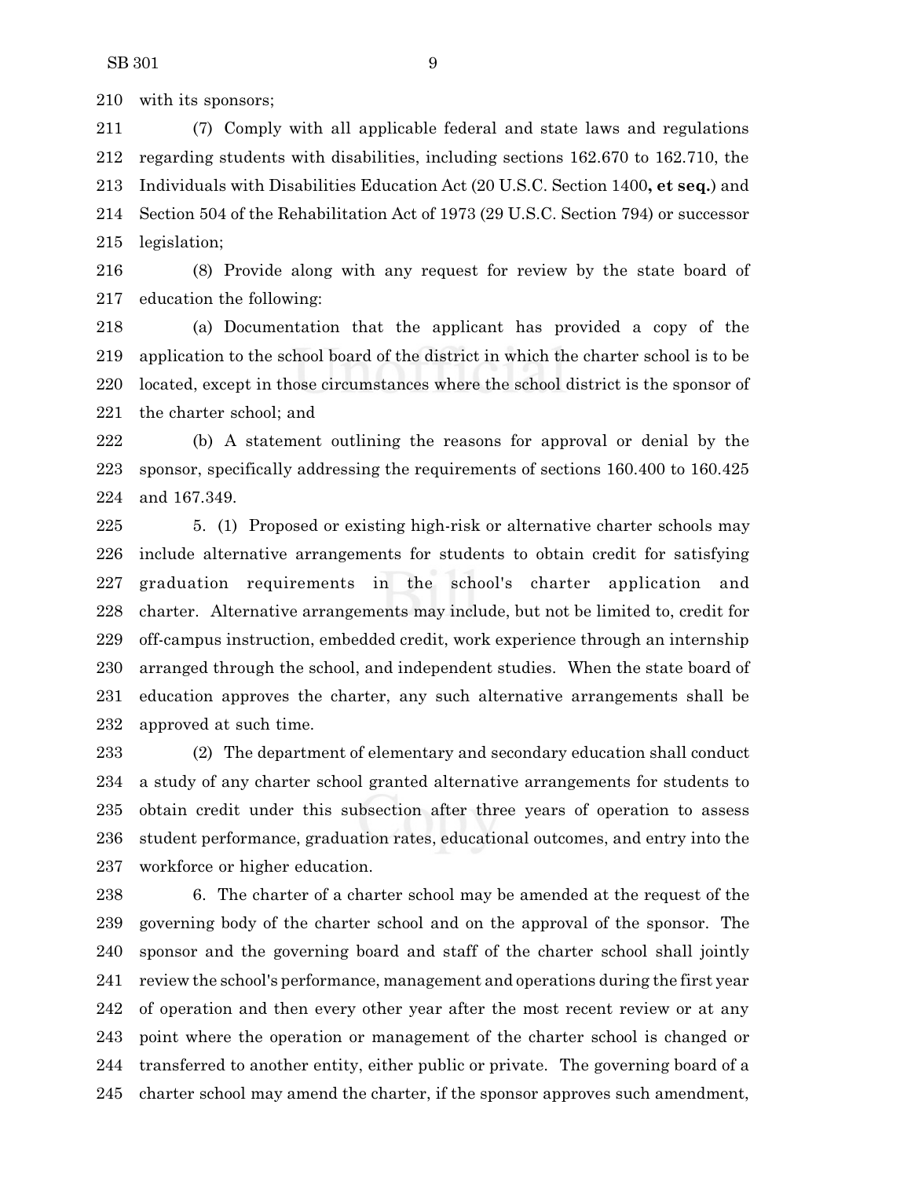with its sponsors;

(7) Comply with all applicable federal and state laws and regulations regarding students with disabilities, including sections 162.670 to 162.710, the Individuals with Disabilities Education Act (20 U.S.C. Section 1400**, et seq.**) and Section 504 of the Rehabilitation Act of 1973 (29 U.S.C. Section 794) or successor legislation;

(8) Provide along with any request for review by the state board of education the following:

(a) Documentation that the applicant has provided a copy of the application to the school board of the district in which the charter school is to be located, except in those circumstances where the school district is the sponsor of the charter school; and

(b) A statement outlining the reasons for approval or denial by the sponsor, specifically addressing the requirements of sections 160.400 to 160.425 and 167.349.

5. (1) Proposed or existing high-risk or alternative charter schools may include alternative arrangements for students to obtain credit for satisfying graduation requirements in the school's charter application and charter. Alternative arrangements may include, but not be limited to, credit for off-campus instruction, embedded credit, work experience through an internship arranged through the school, and independent studies. When the state board of education approves the charter, any such alternative arrangements shall be approved at such time.

(2) The department of elementary and secondary education shall conduct a study of any charter school granted alternative arrangements for students to obtain credit under this subsection after three years of operation to assess student performance, graduation rates, educational outcomes, and entry into the workforce or higher education.

6. The charter of a charter school may be amended at the request of the governing body of the charter school and on the approval of the sponsor. The sponsor and the governing board and staff of the charter school shall jointly review the school's performance, management and operations during the first year of operation and then every other year after the most recent review or at any point where the operation or management of the charter school is changed or transferred to another entity, either public or private. The governing board of a charter school may amend the charter, if the sponsor approves such amendment,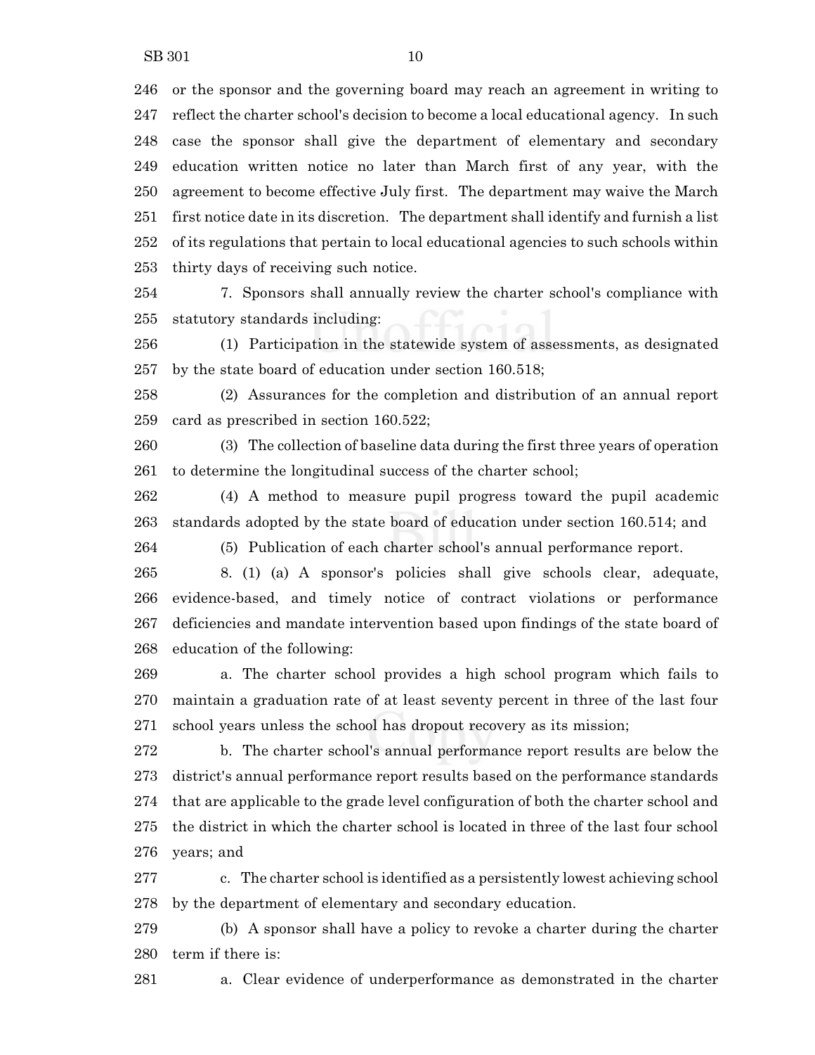or the sponsor and the governing board may reach an agreement in writing to reflect the charter school's decision to become a local educational agency. In such case the sponsor shall give the department of elementary and secondary education written notice no later than March first of any year, with the agreement to become effective July first. The department may waive the March first notice date in its discretion. The department shall identify and furnish a list of its regulations that pertain to local educational agencies to such schools within thirty days of receiving such notice.

7. Sponsors shall annually review the charter school's compliance with statutory standards including:

(1) Participation in the statewide system of assessments, as designated by the state board of education under section 160.518;

(2) Assurances for the completion and distribution of an annual report card as prescribed in section 160.522;

(3) The collection of baseline data during the first three years of operation to determine the longitudinal success of the charter school;

(4) A method to measure pupil progress toward the pupil academic standards adopted by the state board of education under section 160.514; and

(5) Publication of each charter school's annual performance report.

8. (1) (a) A sponsor's policies shall give schools clear, adequate, evidence-based, and timely notice of contract violations or performance deficiencies and mandate intervention based upon findings of the state board of education of the following:

a. The charter school provides a high school program which fails to maintain a graduation rate of at least seventy percent in three of the last four school years unless the school has dropout recovery as its mission;

b. The charter school's annual performance report results are below the district's annual performance report results based on the performance standards that are applicable to the grade level configuration of both the charter school and the district in which the charter school is located in three of the last four school years; and

c. The charter school is identified as a persistently lowest achieving school by the department of elementary and secondary education.

(b) A sponsor shall have a policy to revoke a charter during the charter term if there is:

a. Clear evidence of underperformance as demonstrated in the charter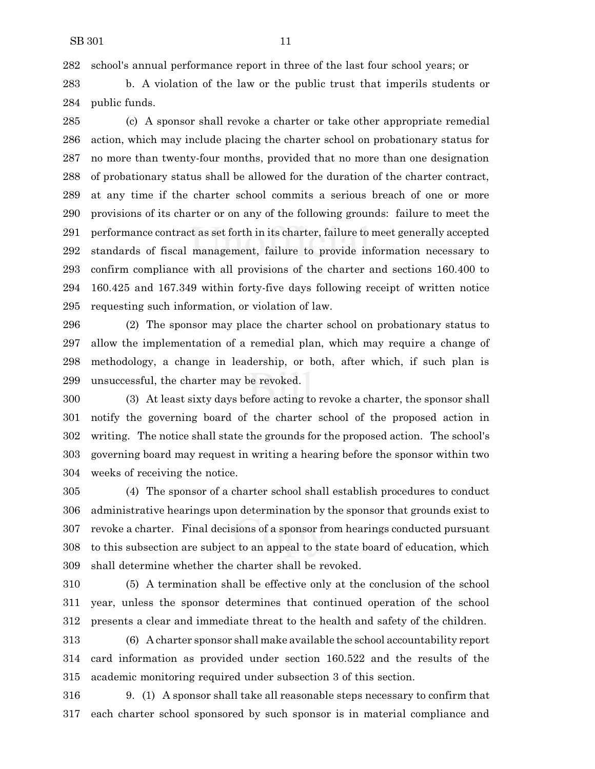school's annual performance report in three of the last four school years; or

b. A violation of the law or the public trust that imperils students or public funds.

(c) A sponsor shall revoke a charter or take other appropriate remedial action, which may include placing the charter school on probationary status for no more than twenty-four months, provided that no more than one designation of probationary status shall be allowed for the duration of the charter contract, at any time if the charter school commits a serious breach of one or more provisions of its charter or on any of the following grounds: failure to meet the performance contract as set forth in its charter, failure to meet generally accepted standards of fiscal management, failure to provide information necessary to confirm compliance with all provisions of the charter and sections 160.400 to 160.425 and 167.349 within forty-five days following receipt of written notice requesting such information, or violation of law.

(2) The sponsor may place the charter school on probationary status to allow the implementation of a remedial plan, which may require a change of methodology, a change in leadership, or both, after which, if such plan is unsuccessful, the charter may be revoked.

(3) At least sixty days before acting to revoke a charter, the sponsor shall notify the governing board of the charter school of the proposed action in writing. The notice shall state the grounds for the proposed action. The school's governing board may request in writing a hearing before the sponsor within two weeks of receiving the notice.

(4) The sponsor of a charter school shall establish procedures to conduct administrative hearings upon determination by the sponsor that grounds exist to revoke a charter. Final decisions of a sponsor from hearings conducted pursuant to this subsection are subject to an appeal to the state board of education, which shall determine whether the charter shall be revoked.

(5) A termination shall be effective only at the conclusion of the school year, unless the sponsor determines that continued operation of the school presents a clear and immediate threat to the health and safety of the children.

(6) A charter sponsor shall make available the school accountability report card information as provided under section 160.522 and the results of the academic monitoring required under subsection 3 of this section.

9. (1) A sponsor shall take all reasonable steps necessary to confirm that each charter school sponsored by such sponsor is in material compliance and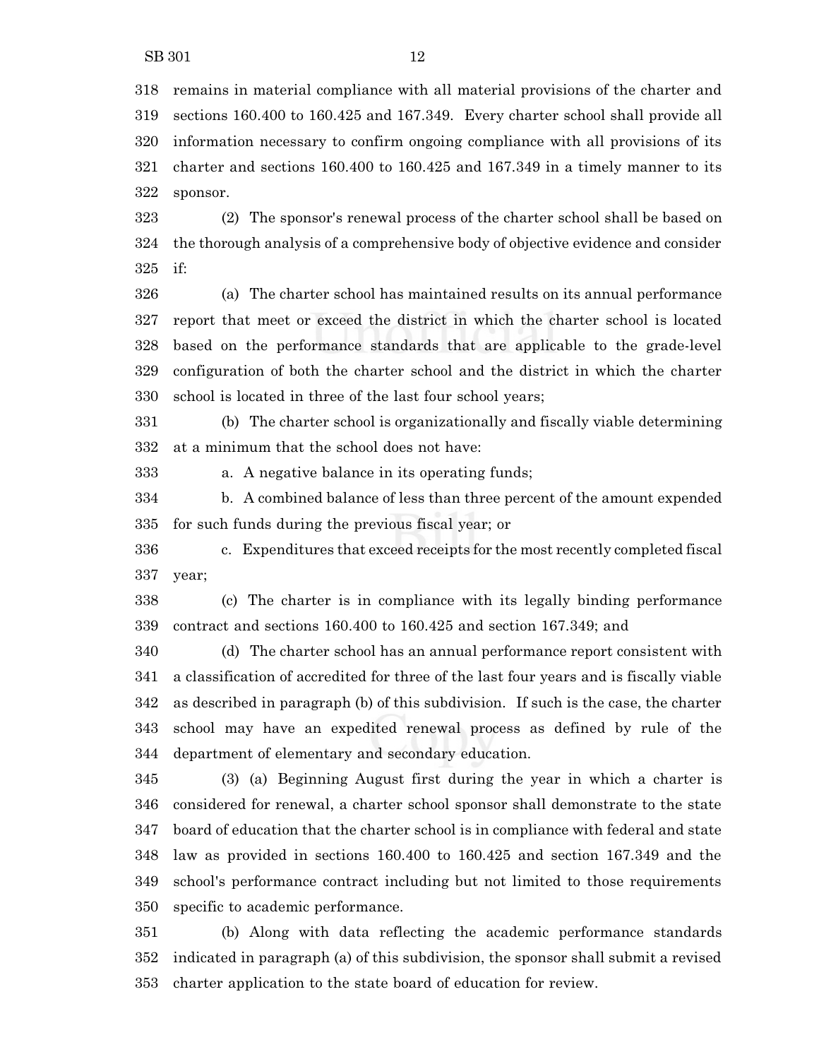remains in material compliance with all material provisions of the charter and sections 160.400 to 160.425 and 167.349. Every charter school shall provide all information necessary to confirm ongoing compliance with all provisions of its charter and sections 160.400 to 160.425 and 167.349 in a timely manner to its sponsor.

(2) The sponsor's renewal process of the charter school shall be based on the thorough analysis of a comprehensive body of objective evidence and consider if:

(a) The charter school has maintained results on its annual performance report that meet or exceed the district in which the charter school is located based on the performance standards that are applicable to the grade-level configuration of both the charter school and the district in which the charter school is located in three of the last four school years;

(b) The charter school is organizationally and fiscally viable determining at a minimum that the school does not have:

a. A negative balance in its operating funds;

b. A combined balance of less than three percent of the amount expended for such funds during the previous fiscal year; or

c. Expenditures that exceed receipts for the most recently completed fiscal year;

(c) The charter is in compliance with its legally binding performance contract and sections 160.400 to 160.425 and section 167.349; and

(d) The charter school has an annual performance report consistent with a classification of accredited for three of the last four years and is fiscally viable as described in paragraph (b) of this subdivision. If such is the case, the charter school may have an expedited renewal process as defined by rule of the department of elementary and secondary education.

(3) (a) Beginning August first during the year in which a charter is considered for renewal, a charter school sponsor shall demonstrate to the state board of education that the charter school is in compliance with federal and state law as provided in sections 160.400 to 160.425 and section 167.349 and the school's performance contract including but not limited to those requirements specific to academic performance.

(b) Along with data reflecting the academic performance standards indicated in paragraph (a) of this subdivision, the sponsor shall submit a revised charter application to the state board of education for review.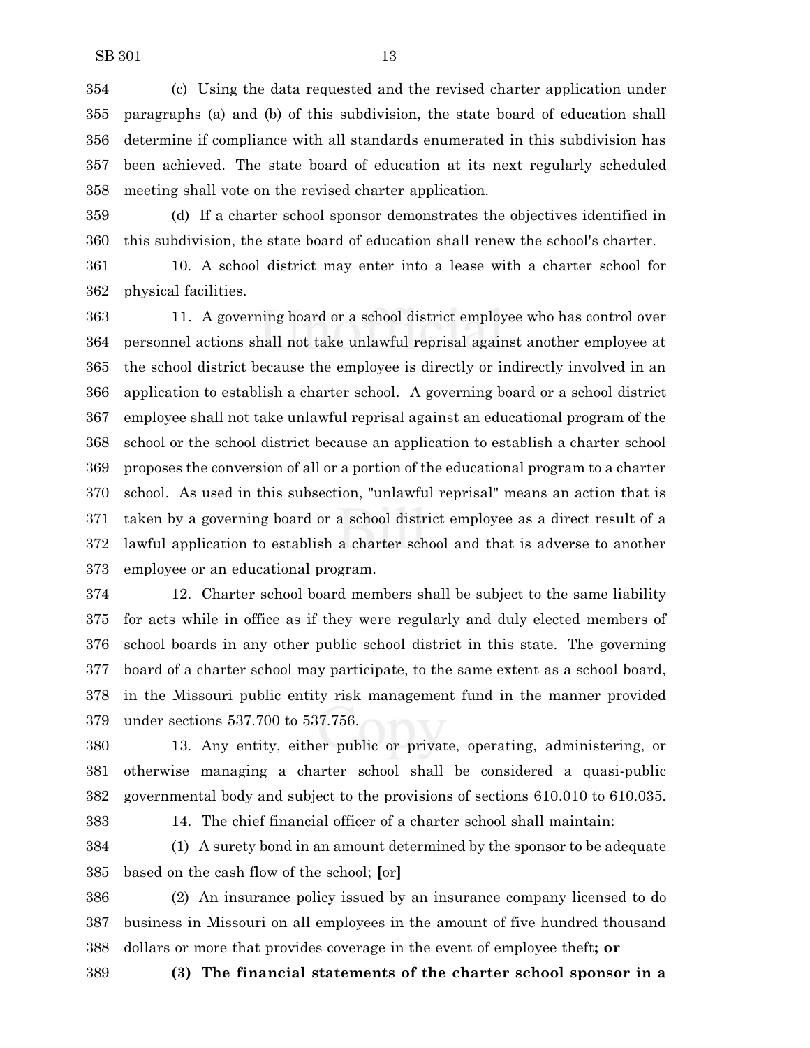(c) Using the data requested and the revised charter application under paragraphs (a) and (b) of this subdivision, the state board of education shall determine if compliance with all standards enumerated in this subdivision has been achieved. The state board of education at its next regularly scheduled meeting shall vote on the revised charter application.

(d) If a charter school sponsor demonstrates the objectives identified in this subdivision, the state board of education shall renew the school's charter.

10. A school district may enter into a lease with a charter school for physical facilities.

11. A governing board or a school district employee who has control over personnel actions shall not take unlawful reprisal against another employee at the school district because the employee is directly or indirectly involved in an application to establish a charter school. A governing board or a school district employee shall not take unlawful reprisal against an educational program of the school or the school district because an application to establish a charter school proposes the conversion of all or a portion of the educational program to a charter school. As used in this subsection, "unlawful reprisal" means an action that is taken by a governing board or a school district employee as a direct result of a lawful application to establish a charter school and that is adverse to another employee or an educational program.

12. Charter school board members shall be subject to the same liability for acts while in office as if they were regularly and duly elected members of school boards in any other public school district in this state. The governing board of a charter school may participate, to the same extent as a school board, in the Missouri public entity risk management fund in the manner provided under sections 537.700 to 537.756.

13. Any entity, either public or private, operating, administering, or otherwise managing a charter school shall be considered a quasi-public governmental body and subject to the provisions of sections 610.010 to 610.035.

14. The chief financial officer of a charter school shall maintain:

(1) A surety bond in an amount determined by the sponsor to be adequate based on the cash flow of the school; **[**or**]**

(2) An insurance policy issued by an insurance company licensed to do business in Missouri on all employees in the amount of five hundred thousand dollars or more that provides coverage in the event of employee theft**; or**

**(3) The financial statements of the charter school sponsor in a**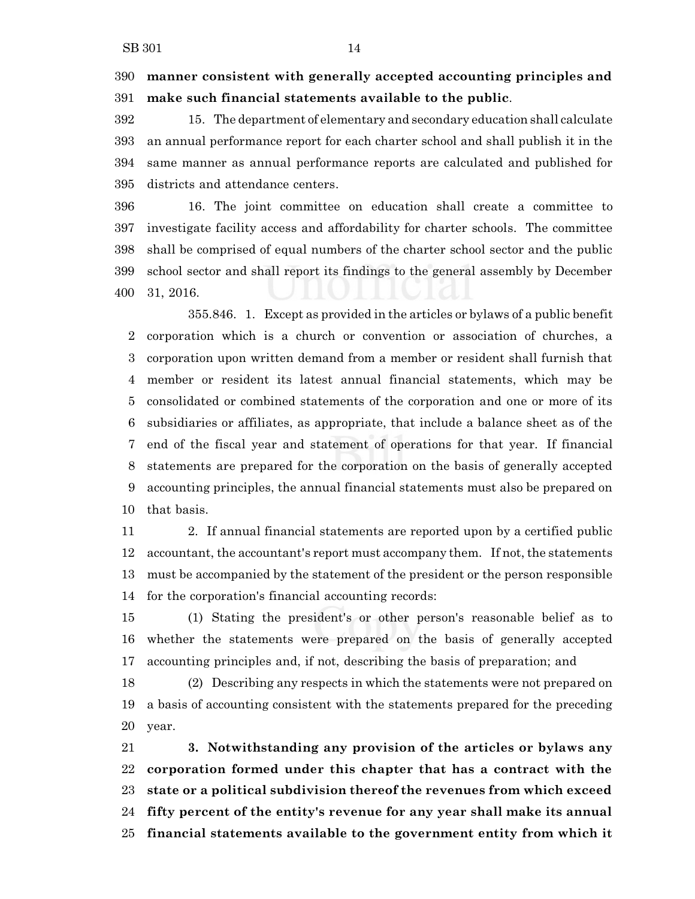**manner consistent with generally accepted accounting principles and make such financial statements available to the public**.

15. The department of elementary and secondary education shall calculate an annual performance report for each charter school and shall publish it in the same manner as annual performance reports are calculated and published for districts and attendance centers.

16. The joint committee on education shall create a committee to investigate facility access and affordability for charter schools. The committee shall be comprised of equal numbers of the charter school sector and the public school sector and shall report its findings to the general assembly by December 31, 2016.

355.846. 1. Except as provided in the articles or bylaws of a public benefit corporation which is a church or convention or association of churches, a corporation upon written demand from a member or resident shall furnish that member or resident its latest annual financial statements, which may be consolidated or combined statements of the corporation and one or more of its subsidiaries or affiliates, as appropriate, that include a balance sheet as of the end of the fiscal year and statement of operations for that year. If financial statements are prepared for the corporation on the basis of generally accepted accounting principles, the annual financial statements must also be prepared on that basis.

2. If annual financial statements are reported upon by a certified public accountant, the accountant's report must accompany them. If not, the statements must be accompanied by the statement of the president or the person responsible for the corporation's financial accounting records:

(1) Stating the president's or other person's reasonable belief as to whether the statements were prepared on the basis of generally accepted accounting principles and, if not, describing the basis of preparation; and

(2) Describing any respects in which the statements were not prepared on a basis of accounting consistent with the statements prepared for the preceding year.

**3. Notwithstanding any provision of the articles or bylaws any corporation formed under this chapter that has a contract with the state or a political subdivision thereof the revenues from which exceed fifty percent of the entity's revenue for any year shall make its annual financial statements available to the government entity from which it**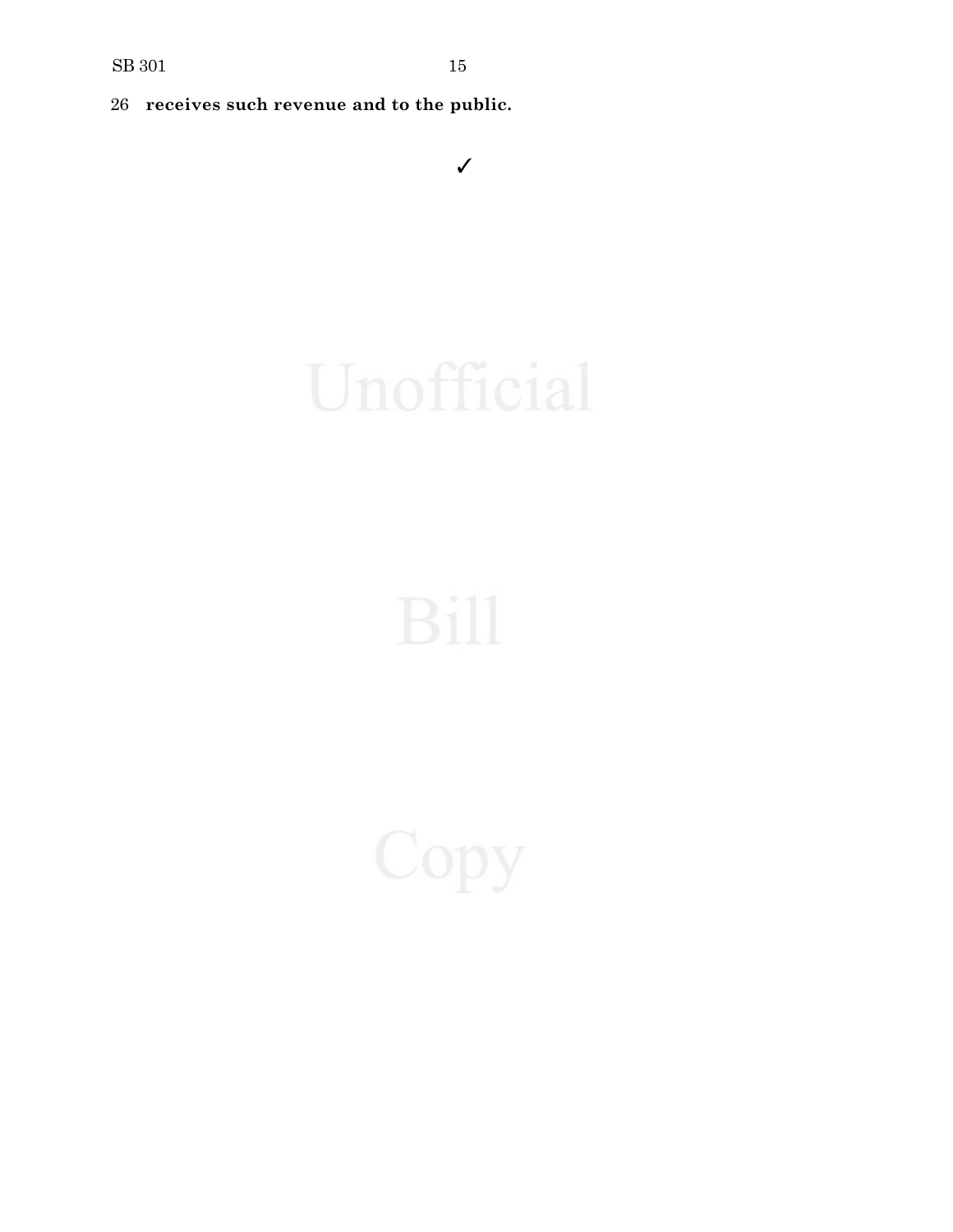26 **receives such revenue and to the public.**

✓